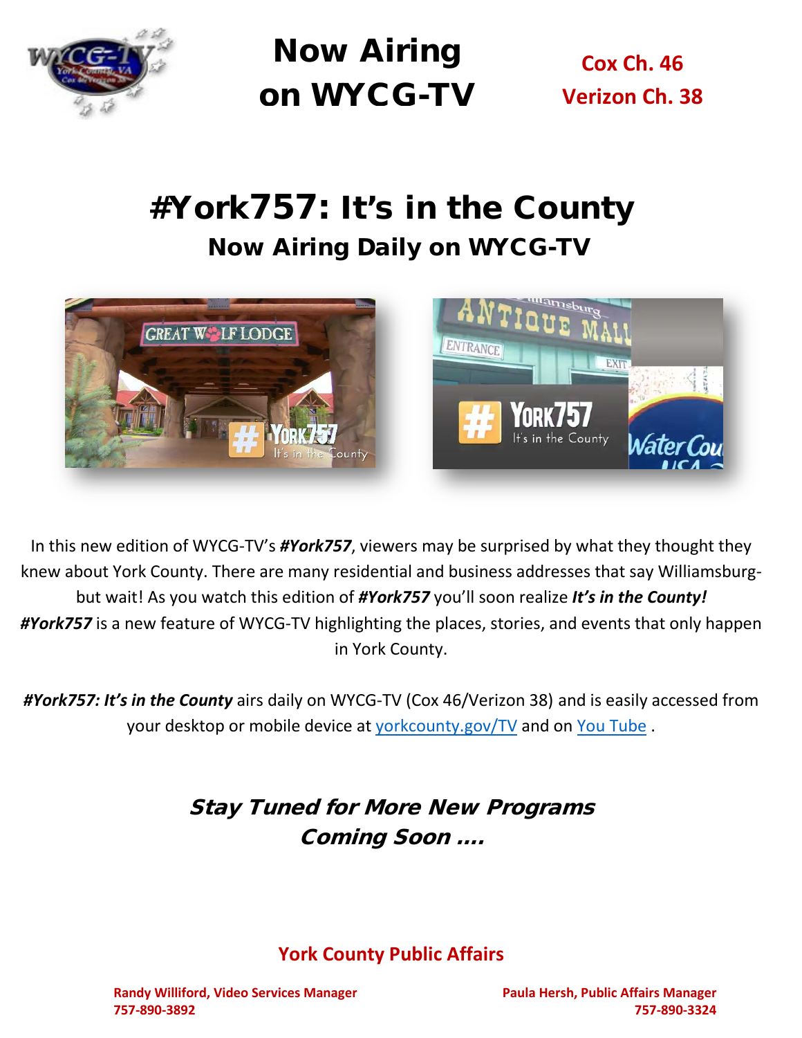# Now Airing on WYCG-TV

**Cox Ch. 46**
**Verizon Ch. 38**

# #York757: It's in the County

## Now Airing Daily on WYCG-TV

In this new edition of WYCG-TV's ***#York757***, viewers may be surprised by what they thought they knew about York County. There are many residential and business addresses that say Williamsburg- but wait! As you watch this edition of ***#York757*** you'll soon realize ***It's in the County!*** ***#York757*** is a new feature of WYCG-TV highlighting the places, stories, and events that only happen in York County.

***#York757: It's in the County*** airs daily on WYCG-TV (Cox 46/Verizon 38) and is easily accessed from your desktop or mobile device at yorkcounty.gov/TV and on You Tube .

***Stay Tuned for More New Programs Coming Soon ....***

**York County Public Affairs**

**Randy Williford, Video Services Manager**
**757-890-3892**

**Paula Hersh, Public Affairs Manager**
**757-890-3324**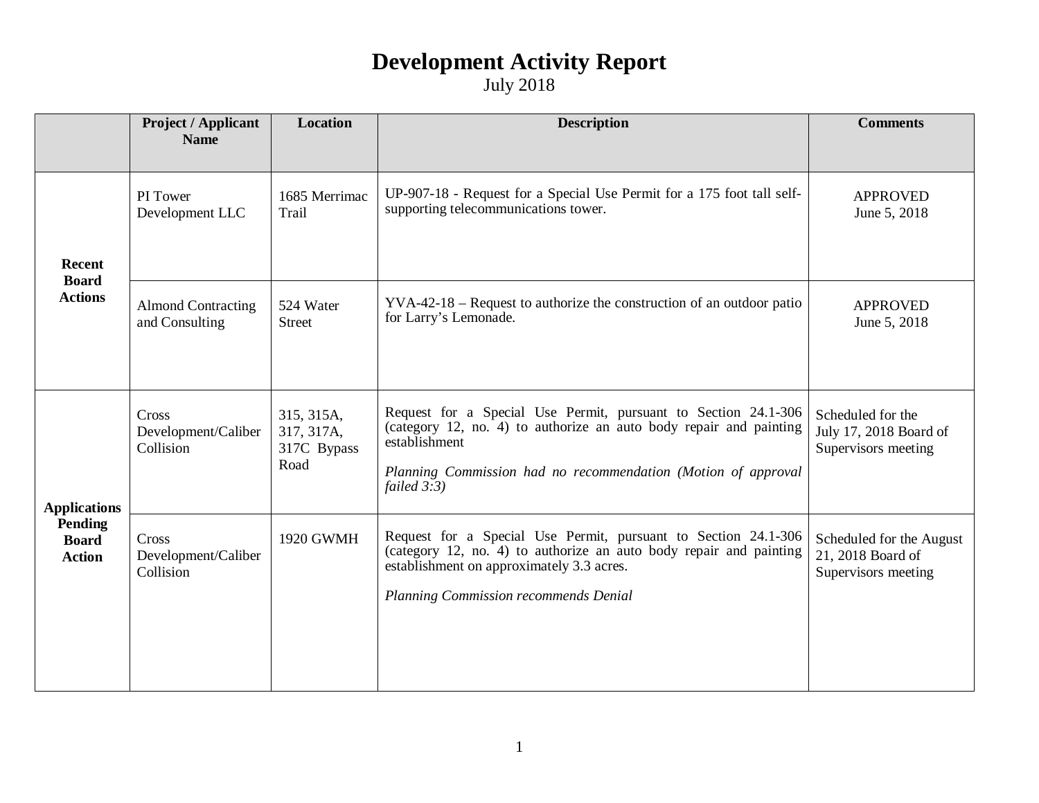# Development Activity Report

July 2018

| | Project / Applicant Name | Location | Description | Comments |
|---|---|---|---|---|
| **Recent Board Actions** | PI Tower Development LLC | 1685 Merrimac Trail | UP-907-18 - Request for a Special Use Permit for a 175 foot tall self-supporting telecommunications tower. | APPROVED June 5, 2018 |
| | Almond Contracting and Consulting | 524 Water Street | YVA-42-18 – Request to authorize the construction of an outdoor patio for Larry's Lemonade. | APPROVED June 5, 2018 |
| **Applications Pending Board Action** | Cross Development/Caliber Collision | 315, 315A, 317, 317A, 317C Bypass Road | Request for a Special Use Permit, pursuant to Section 24.1-306 (category 12, no. 4) to authorize an auto body repair and painting establishment<br><br>*Planning Commission had no recommendation (Motion of approval failed 3:3)* | Scheduled for the July 17, 2018 Board of Supervisors meeting |
| | Cross Development/Caliber Collision | 1920 GWMH | Request for a Special Use Permit, pursuant to Section 24.1-306 (category 12, no. 4) to authorize an auto body repair and painting establishment on approximately 3.3 acres.<br><br>*Planning Commission recommends Denial* | Scheduled for the August 21, 2018 Board of Supervisors meeting |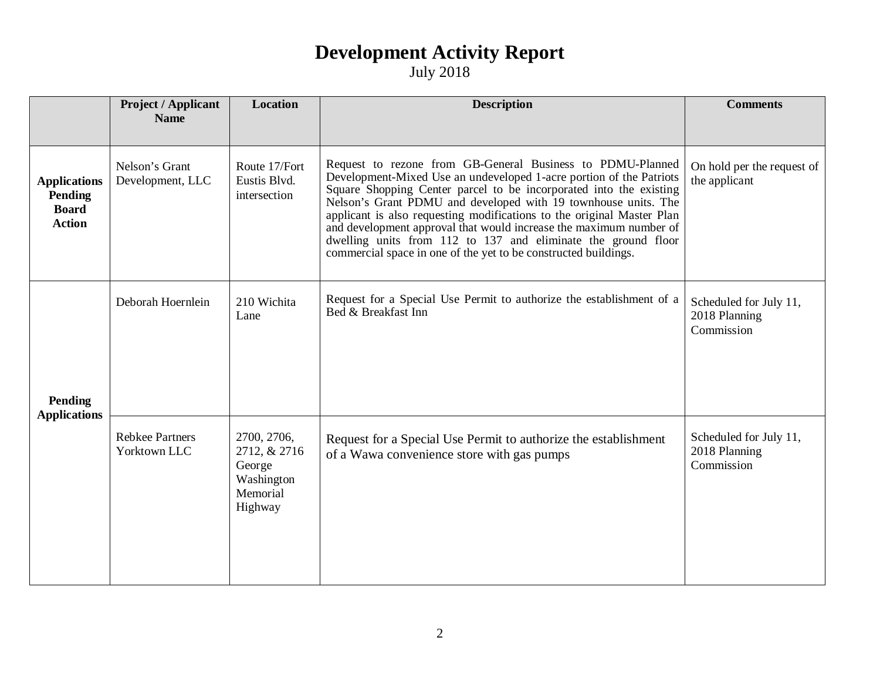# Development Activity Report

July 2018

| | Project / Applicant Name | Location | Description | Comments |
|---|---|---|---|---|
| **Applications Pending Board Action** | Nelson's Grant Development, LLC | Route 17/Fort Eustis Blvd. intersection | Request to rezone from GB-General Business to PDMU-Planned Development-Mixed Use an undeveloped 1-acre portion of the Patriots Square Shopping Center parcel to be incorporated into the existing Nelson's Grant PDMU and developed with 19 townhouse units. The applicant is also requesting modifications to the original Master Plan and development approval that would increase the maximum number of dwelling units from 112 to 137 and eliminate the ground floor commercial space in one of the yet to be constructed buildings. | On hold per the request of the applicant |
| **Pending Applications** | Deborah Hoernlein | 210 Wichita Lane | Request for a Special Use Permit to authorize the establishment of a Bed & Breakfast Inn | Scheduled for July 11, 2018 Planning Commission |
| | Rebkee Partners Yorktown LLC | 2700, 2706, 2712, & 2716 George Washington Memorial Highway | Request for a Special Use Permit to authorize the establishment of a Wawa convenience store with gas pumps | Scheduled for July 11, 2018 Planning Commission |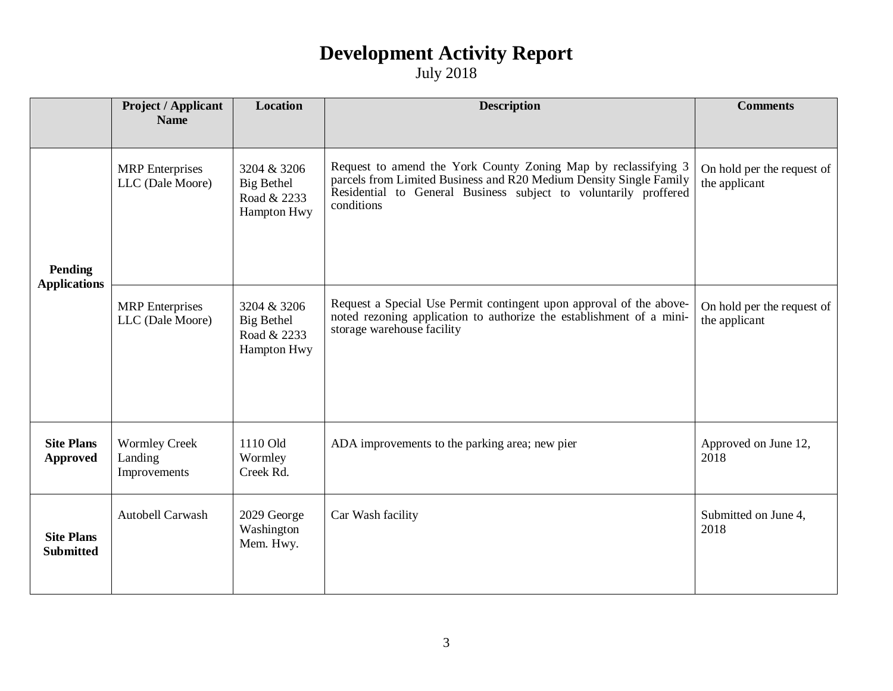# Development Activity Report

July 2018

| | Project / Applicant Name | Location | Description | Comments |
|---|---|---|---|---|
| **Pending Applications** | MRP Enterprises LLC (Dale Moore) | 3204 & 3206 Big Bethel Road & 2233 Hampton Hwy | Request to amend the York County Zoning Map by reclassifying 3 parcels from Limited Business and R20 Medium Density Single Family Residential to General Business subject to voluntarily proffered conditions | On hold per the request of the applicant |
| | MRP Enterprises LLC (Dale Moore) | 3204 & 3206 Big Bethel Road & 2233 Hampton Hwy | Request a Special Use Permit contingent upon approval of the above-noted rezoning application to authorize the establishment of a mini-storage warehouse facility | On hold per the request of the applicant |
| **Site Plans Approved** | Wormley Creek Landing Improvements | 1110 Old Wormley Creek Rd. | ADA improvements to the parking area; new pier | Approved on June 12, 2018 |
| **Site Plans Submitted** | Autobell Carwash | 2029 George Washington Mem. Hwy. | Car Wash facility | Submitted on June 4, 2018 |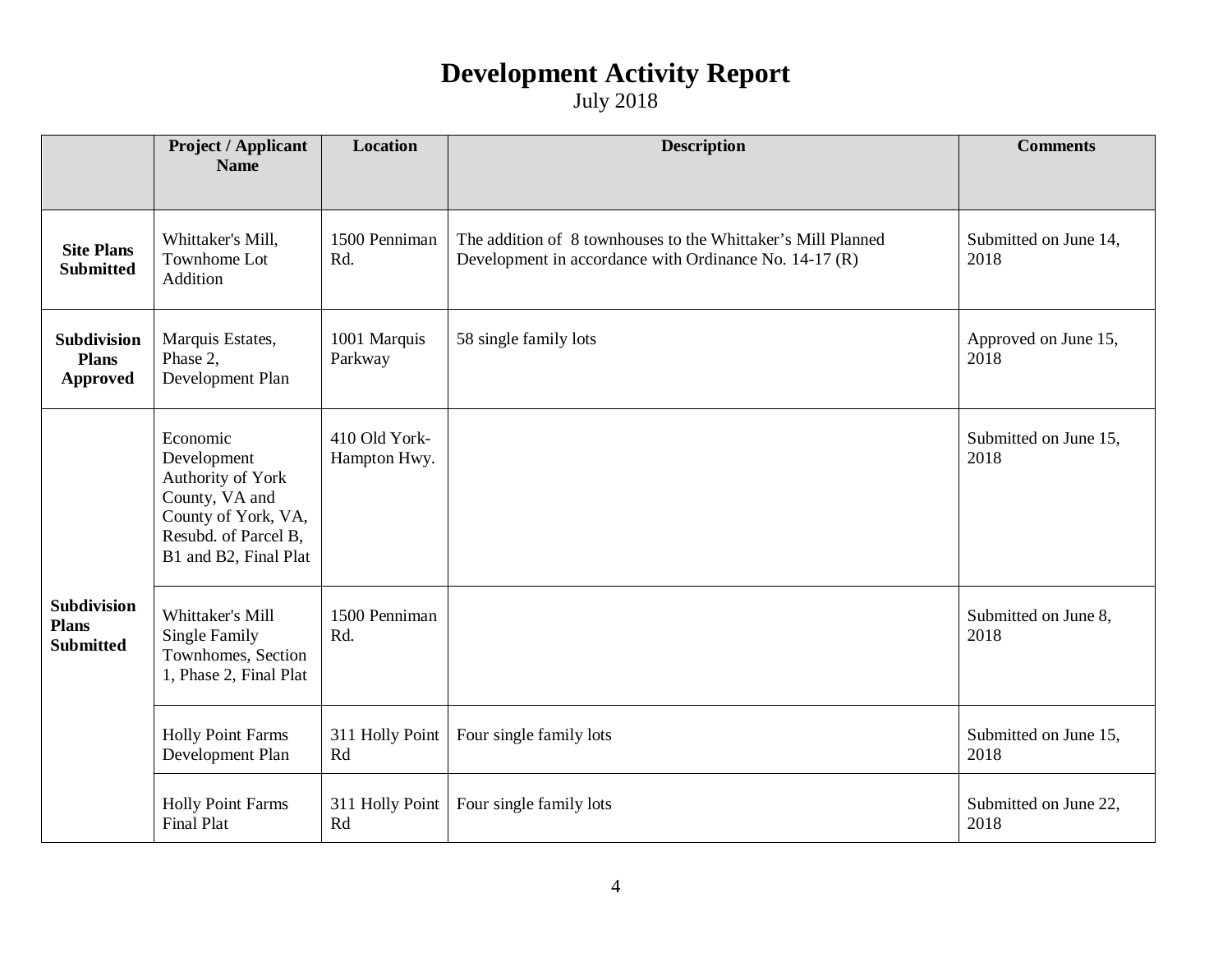# Development Activity Report

July 2018

| | Project / Applicant Name | Location | Description | Comments |
|---|---|---|---|---|
| **Site Plans Submitted** | Whittaker's Mill, Townhome Lot Addition | 1500 Penniman Rd. | The addition of 8 townhouses to the Whittaker's Mill Planned Development in accordance with Ordinance No. 14-17 (R) | Submitted on June 14, 2018 |
| **Subdivision Plans Approved** | Marquis Estates, Phase 2, Development Plan | 1001 Marquis Parkway | 58 single family lots | Approved on June 15, 2018 |
| **Subdivision Plans Submitted** | Economic Development Authority of York County, VA and County of York, VA, Resubd. of Parcel B, B1 and B2, Final Plat | 410 Old York-Hampton Hwy. | | Submitted on June 15, 2018 |
| | Whittaker's Mill Single Family Townhomes, Section 1, Phase 2, Final Plat | 1500 Penniman Rd. | | Submitted on June 8, 2018 |
| | Holly Point Farms Development Plan | 311 Holly Point Rd | Four single family lots | Submitted on June 15, 2018 |
| | Holly Point Farms Final Plat | 311 Holly Point Rd | Four single family lots | Submitted on June 22, 2018 |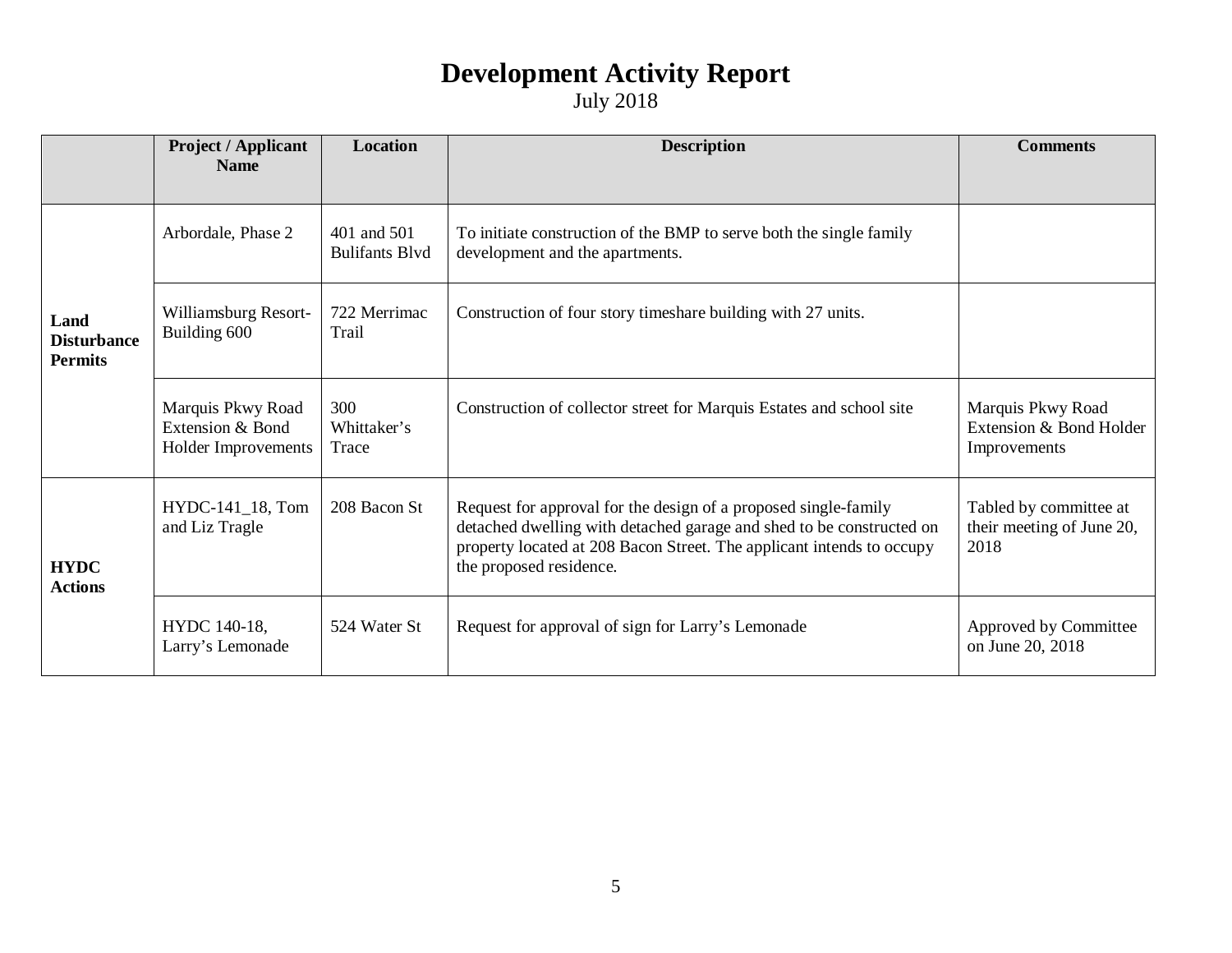# Development Activity Report

July 2018

| | Project / Applicant Name | Location | Description | Comments |
|---|---|---|---|---|
| **Land Disturbance Permits** | Arbordale, Phase 2 | 401 and 501 Bulifants Blvd | To initiate construction of the BMP to serve both the single family development and the apartments. | |
| | Williamsburg Resort-Building 600 | 722 Merrimac Trail | Construction of four story timeshare building with 27 units. | |
| | Marquis Pkwy Road Extension & Bond Holder Improvements | 300 Whittaker's Trace | Construction of collector street for Marquis Estates and school site | Marquis Pkwy Road Extension & Bond Holder Improvements |
| **HYDC Actions** | HYDC-141_18, Tom and Liz Tragle | 208 Bacon St | Request for approval for the design of a proposed single-family detached dwelling with detached garage and shed to be constructed on property located at 208 Bacon Street. The applicant intends to occupy the proposed residence. | Tabled by committee at their meeting of June 20, 2018 |
| | HYDC 140-18, Larry's Lemonade | 524 Water St | Request for approval of sign for Larry's Lemonade | Approved by Committee on June 20, 2018 |